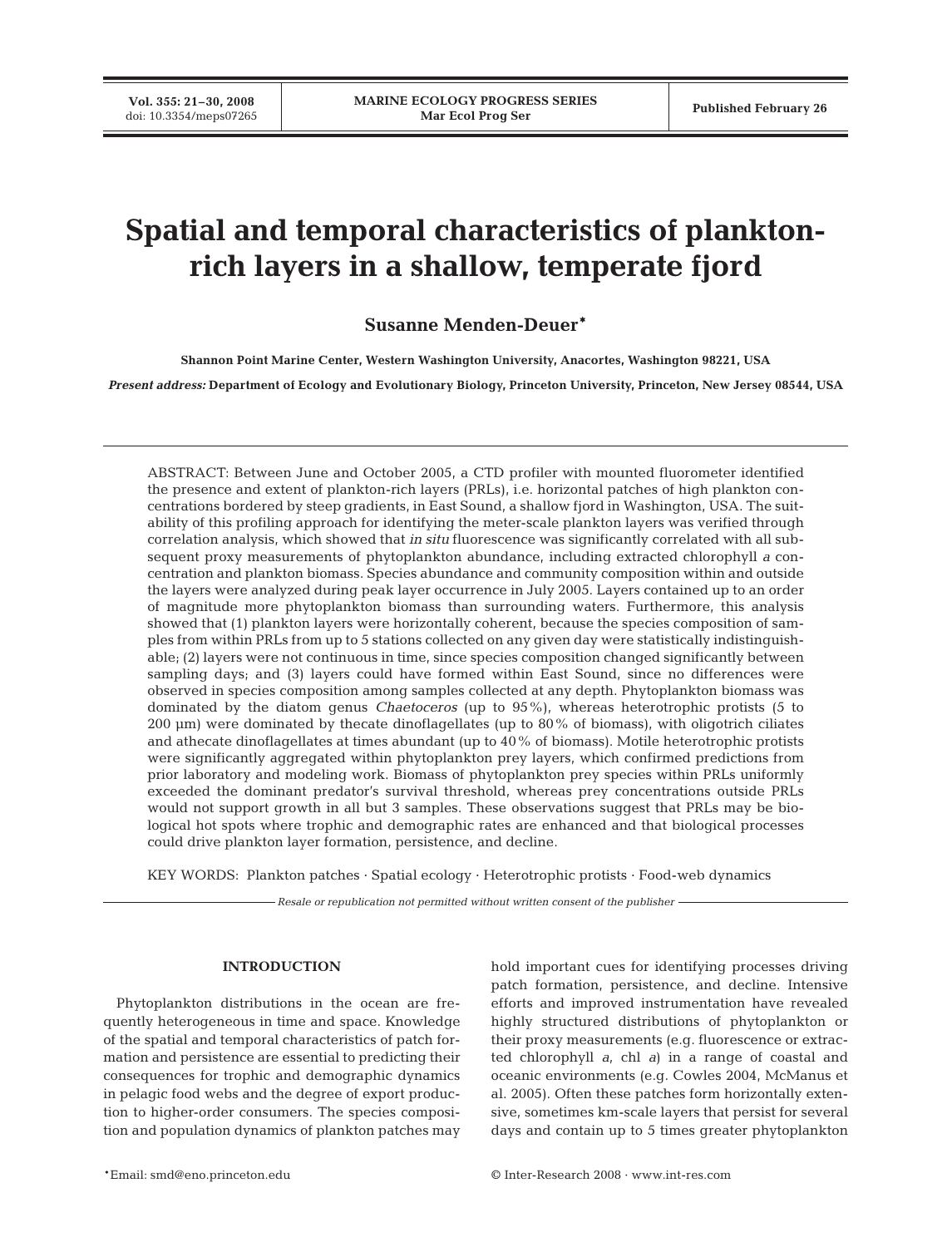# Spatial and temporal characteristics of plankton-rich layers in a shallow, temperate fjord

**Susanne Menden-Deuer***

**Shannon Point Marine Center, Western Washington University, Anacortes, Washington 98221, USA**

***Present address:* Department of Ecology and Evolutionary Biology, Princeton University, Princeton, New Jersey 08544, USA**

ABSTRACT: Between June and October 2005, a CTD profiler with mounted fluorometer identified the presence and extent of plankton-rich layers (PRLs), i.e. horizontal patches of high plankton concentrations bordered by steep gradients, in East Sound, a shallow fjord in Washington, USA. The suitability of this profiling approach for identifying the meter-scale plankton layers was verified through correlation analysis, which showed that *in situ* fluorescence was significantly correlated with all subsequent proxy measurements of phytoplankton abundance, including extracted chlorophyll *a* concentration and plankton biomass. Species abundance and community composition within and outside the layers were analyzed during peak layer occurrence in July 2005. Layers contained up to an order of magnitude more phytoplankton biomass than surrounding waters. Furthermore, this analysis showed that (1) plankton layers were horizontally coherent, because the species composition of samples from within PRLs from up to 5 stations collected on any given day were statistically indistinguishable; (2) layers were not continuous in time, since species composition changed significantly between sampling days; and (3) layers could have formed within East Sound, since no differences were observed in species composition among samples collected at any depth. Phytoplankton biomass was dominated by the diatom genus *Chaetoceros* (up to 95%), whereas heterotrophic protists (5 to 200 µm) were dominated by thecate dinoflagellates (up to 80% of biomass), with oligotrich ciliates and athecate dinoflagellates at times abundant (up to 40% of biomass). Motile heterotrophic protists were significantly aggregated within phytoplankton prey layers, which confirmed predictions from prior laboratory and modeling work. Biomass of phytoplankton prey species within PRLs uniformly exceeded the dominant predator's survival threshold, whereas prey concentrations outside PRLs would not support growth in all but 3 samples. These observations suggest that PRLs may be biological hot spots where trophic and demographic rates are enhanced and that biological processes could drive plankton layer formation, persistence, and decline.

KEY WORDS: Plankton patches · Spatial ecology · Heterotrophic protists · Food-web dynamics

*Resale or republication not permitted without written consent of the publisher*

## INTRODUCTION

Phytoplankton distributions in the ocean are frequently heterogeneous in time and space. Knowledge of the spatial and temporal characteristics of patch formation and persistence are essential to predicting their consequences for trophic and demographic dynamics in pelagic food webs and the degree of export production to higher-order consumers. The species composition and population dynamics of plankton patches may hold important cues for identifying processes driving patch formation, persistence, and decline. Intensive efforts and improved instrumentation have revealed highly structured distributions of phytoplankton or their proxy measurements (e.g. fluorescence or extracted chlorophyll *a*, chl *a*) in a range of coastal and oceanic environments (e.g. Cowles 2004, McManus et al. 2005). Often these patches form horizontally extensive, sometimes km-scale layers that persist for several days and contain up to 5 times greater phytoplankton

*Email: smd@eno.princeton.edu

© Inter-Research 2008 · www.int-res.com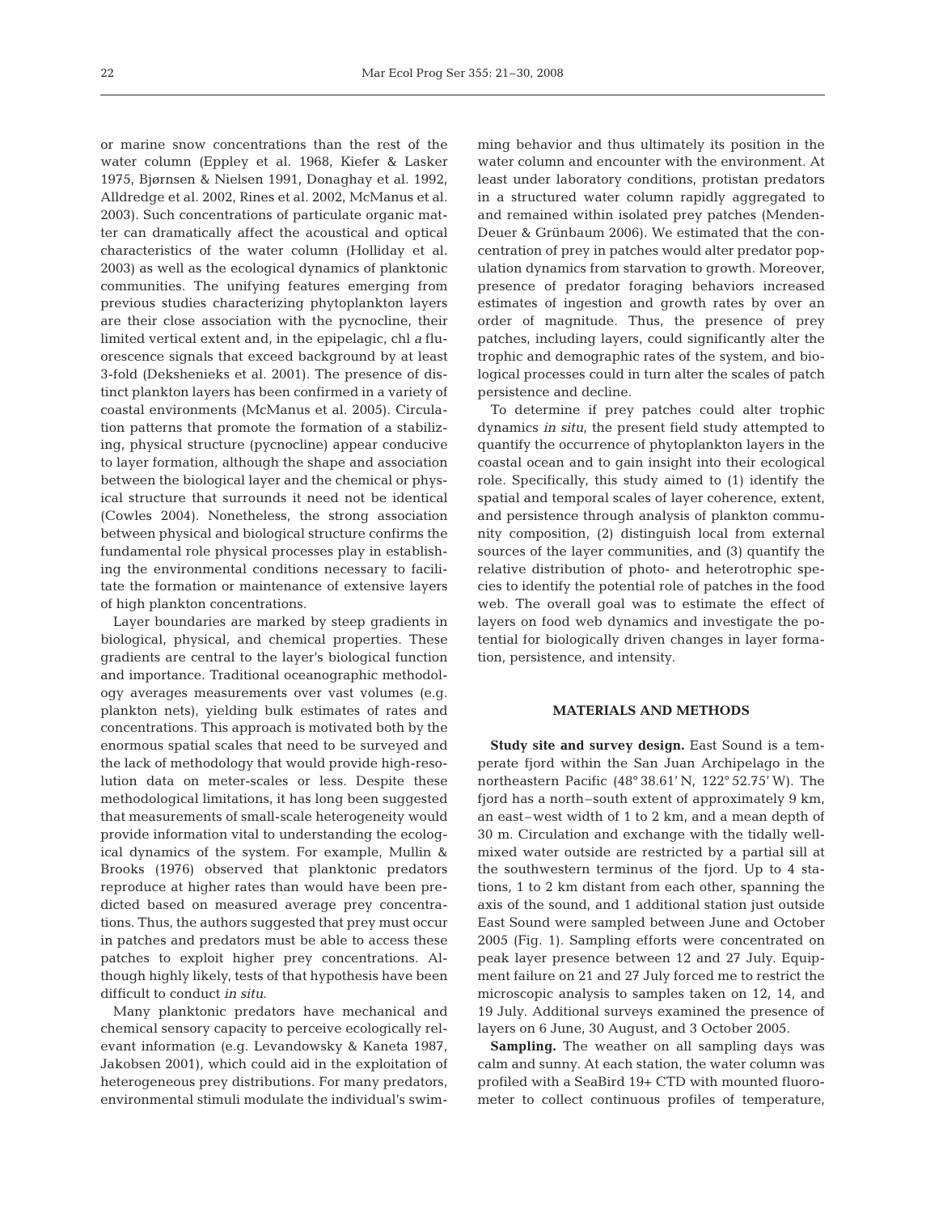or marine snow concentrations than the rest of the water column (Eppley et al. 1968, Kiefer & Lasker 1975, Bjørnsen & Nielsen 1991, Donaghay et al. 1992, Alldredge et al. 2002, Rines et al. 2002, McManus et al. 2003). Such concentrations of particulate organic matter can dramatically affect the acoustical and optical characteristics of the water column (Holliday et al. 2003) as well as the ecological dynamics of planktonic communities. The unifying features emerging from previous studies characterizing phytoplankton layers are their close association with the pycnocline, their limited vertical extent and, in the epipelagic, chl *a* fluorescence signals that exceed background by at least 3-fold (Dekshenieks et al. 2001). The presence of distinct plankton layers has been confirmed in a variety of coastal environments (McManus et al. 2005). Circulation patterns that promote the formation of a stabilizing, physical structure (pycnocline) appear conducive to layer formation, although the shape and association between the biological layer and the chemical or physical structure that surrounds it need not be identical (Cowles 2004). Nonetheless, the strong association between physical and biological structure confirms the fundamental role physical processes play in establishing the environmental conditions necessary to facilitate the formation or maintenance of extensive layers of high plankton concentrations.

Layer boundaries are marked by steep gradients in biological, physical, and chemical properties. These gradients are central to the layer's biological function and importance. Traditional oceanographic methodology averages measurements over vast volumes (e.g. plankton nets), yielding bulk estimates of rates and concentrations. This approach is motivated both by the enormous spatial scales that need to be surveyed and the lack of methodology that would provide high-resolution data on meter-scales or less. Despite these methodological limitations, it has long been suggested that measurements of small-scale heterogeneity would provide information vital to understanding the ecological dynamics of the system. For example, Mullin & Brooks (1976) observed that planktonic predators reproduce at higher rates than would have been predicted based on measured average prey concentrations. Thus, the authors suggested that prey must occur in patches and predators must be able to access these patches to exploit higher prey concentrations. Although highly likely, tests of that hypothesis have been difficult to conduct *in situ*.

Many planktonic predators have mechanical and chemical sensory capacity to perceive ecologically relevant information (e.g. Levandowsky & Kaneta 1987, Jakobsen 2001), which could aid in the exploitation of heterogeneous prey distributions. For many predators, environmental stimuli modulate the individual's swimming behavior and thus ultimately its position in the water column and encounter with the environment. At least under laboratory conditions, protistan predators in a structured water column rapidly aggregated to and remained within isolated prey patches (Menden-Deuer & Grünbaum 2006). We estimated that the concentration of prey in patches would alter predator population dynamics from starvation to growth. Moreover, presence of predator foraging behaviors increased estimates of ingestion and growth rates by over an order of magnitude. Thus, the presence of prey patches, including layers, could significantly alter the trophic and demographic rates of the system, and biological processes could in turn alter the scales of patch persistence and decline.

To determine if prey patches could alter trophic dynamics *in situ*, the present field study attempted to quantify the occurrence of phytoplankton layers in the coastal ocean and to gain insight into their ecological role. Specifically, this study aimed to (1) identify the spatial and temporal scales of layer coherence, extent, and persistence through analysis of plankton community composition, (2) distinguish local from external sources of the layer communities, and (3) quantify the relative distribution of photo- and heterotrophic species to identify the potential role of patches in the food web. The overall goal was to estimate the effect of layers on food web dynamics and investigate the potential for biologically driven changes in layer formation, persistence, and intensity.

## MATERIALS AND METHODS

**Study site and survey design.** East Sound is a temperate fjord within the San Juan Archipelago in the northeastern Pacific (48° 38.61' N, 122° 52.75' W). The fjord has a north–south extent of approximately 9 km, an east–west width of 1 to 2 km, and a mean depth of 30 m. Circulation and exchange with the tidally well-mixed water outside are restricted by a partial sill at the southwestern terminus of the fjord. Up to 4 stations, 1 to 2 km distant from each other, spanning the axis of the sound, and 1 additional station just outside East Sound were sampled between June and October 2005 (Fig. 1). Sampling efforts were concentrated on peak layer presence between 12 and 27 July. Equipment failure on 21 and 27 July forced me to restrict the microscopic analysis to samples taken on 12, 14, and 19 July. Additional surveys examined the presence of layers on 6 June, 30 August, and 3 October 2005.

**Sampling.** The weather on all sampling days was calm and sunny. At each station, the water column was profiled with a SeaBird 19+ CTD with mounted fluorometer to collect continuous profiles of temperature,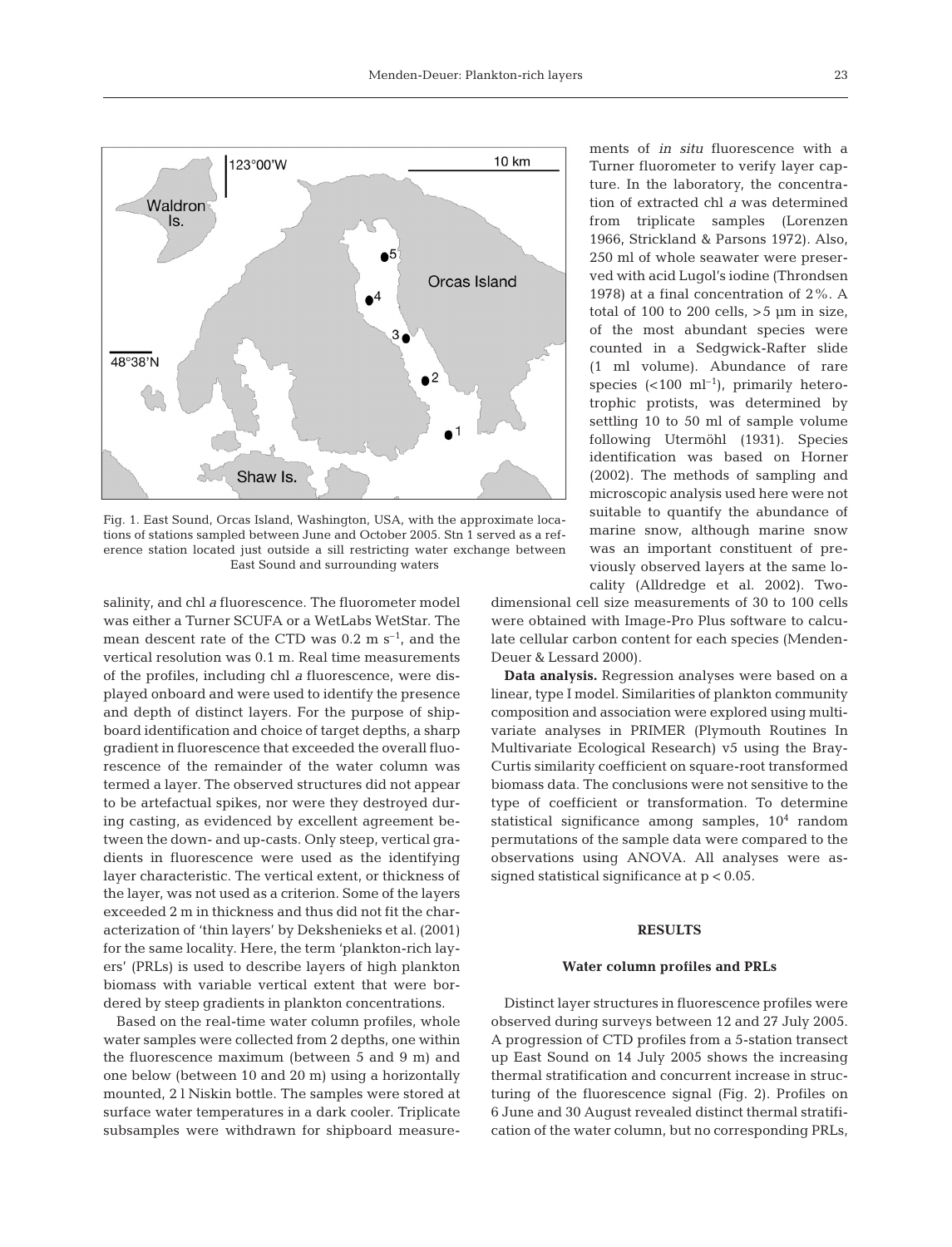Fig. 1. East Sound, Orcas Island, Washington, USA, with the approximate locations of stations sampled between June and October 2005. Stn 1 served as a reference station located just outside a sill restricting water exchange between East Sound and surrounding waters

salinity, and chl *a* fluorescence. The fluorometer model was either a Turner SCUFA or a WetLabs WetStar. The mean descent rate of the CTD was 0.2 m $s^{-1}$, and the vertical resolution was 0.1 m. Real time measurements of the profiles, including chl *a* fluorescence, were displayed onboard and were used to identify the presence and depth of distinct layers. For the purpose of shipboard identification and choice of target depths, a sharp gradient in fluorescence that exceeded the overall fluorescence of the remainder of the water column was termed a layer. The observed structures did not appear to be artefactual spikes, nor were they destroyed during casting, as evidenced by excellent agreement between the down- and up-casts. Only steep, vertical gradients in fluorescence were used as the identifying layer characteristic. The vertical extent, or thickness of the layer, was not used as a criterion. Some of the layers exceeded 2 m in thickness and thus did not fit the characterization of 'thin layers' by Dekshenieks et al. (2001) for the same locality. Here, the term 'plankton-rich layers' (PRLs) is used to describe layers of high plankton biomass with variable vertical extent that were bordered by steep gradients in plankton concentrations.

Based on the real-time water column profiles, whole water samples were collected from 2 depths, one within the fluorescence maximum (between 5 and 9 m) and one below (between 10 and 20 m) using a horizontally mounted, 2 l Niskin bottle. The samples were stored at surface water temperatures in a dark cooler. Triplicate subsamples were withdrawn for shipboard measurements of *in situ* fluorescence with a Turner fluorometer to verify layer capture. In the laboratory, the concentration of extracted chl *a* was determined from triplicate samples (Lorenzen 1966, Strickland & Parsons 1972). Also, 250 ml of whole seawater were preserved with acid Lugol's iodine (Throndsen 1978) at a final concentration of 2%. A total of 100 to 200 cells, >5 µm in size, of the most abundant species were counted in a Sedgwick-Rafter slide (1 ml volume). Abundance of rare species (<100 $ml^{-1}$), primarily heterotrophic protists, was determined by settling 10 to 50 ml of sample volume following Utermöhl (1931). Species identification was based on Horner (2002). The methods of sampling and microscopic analysis used here were not suitable to quantify the abundance of marine snow, although marine snow was an important constituent of previously observed layers at the same locality (Alldredge et al. 2002). Two-dimensional cell size measurements of 30 to 100 cells were obtained with Image-Pro Plus software to calculate cellular carbon content for each species (Menden-Deuer & Lessard 2000).

**Data analysis.** Regression analyses were based on a linear, type I model. Similarities of plankton community composition and association were explored using multivariate analyses in PRIMER (Plymouth Routines In Multivariate Ecological Research) v5 using the Bray-Curtis similarity coefficient on square-root transformed biomass data. The conclusions were not sensitive to the type of coefficient or transformation. To determine statistical significance among samples, $10^4$ random permutations of the sample data were compared to the observations using ANOVA. All analyses were assigned statistical significance at $p < 0.05$.

## RESULTS

### Water column profiles and PRLs

Distinct layer structures in fluorescence profiles were observed during surveys between 12 and 27 July 2005. A progression of CTD profiles from a 5-station transect up East Sound on 14 July 2005 shows the increasing thermal stratification and concurrent increase in structuring of the fluorescence signal (Fig. 2). Profiles on 6 June and 30 August revealed distinct thermal stratification of the water column, but no corresponding PRLs,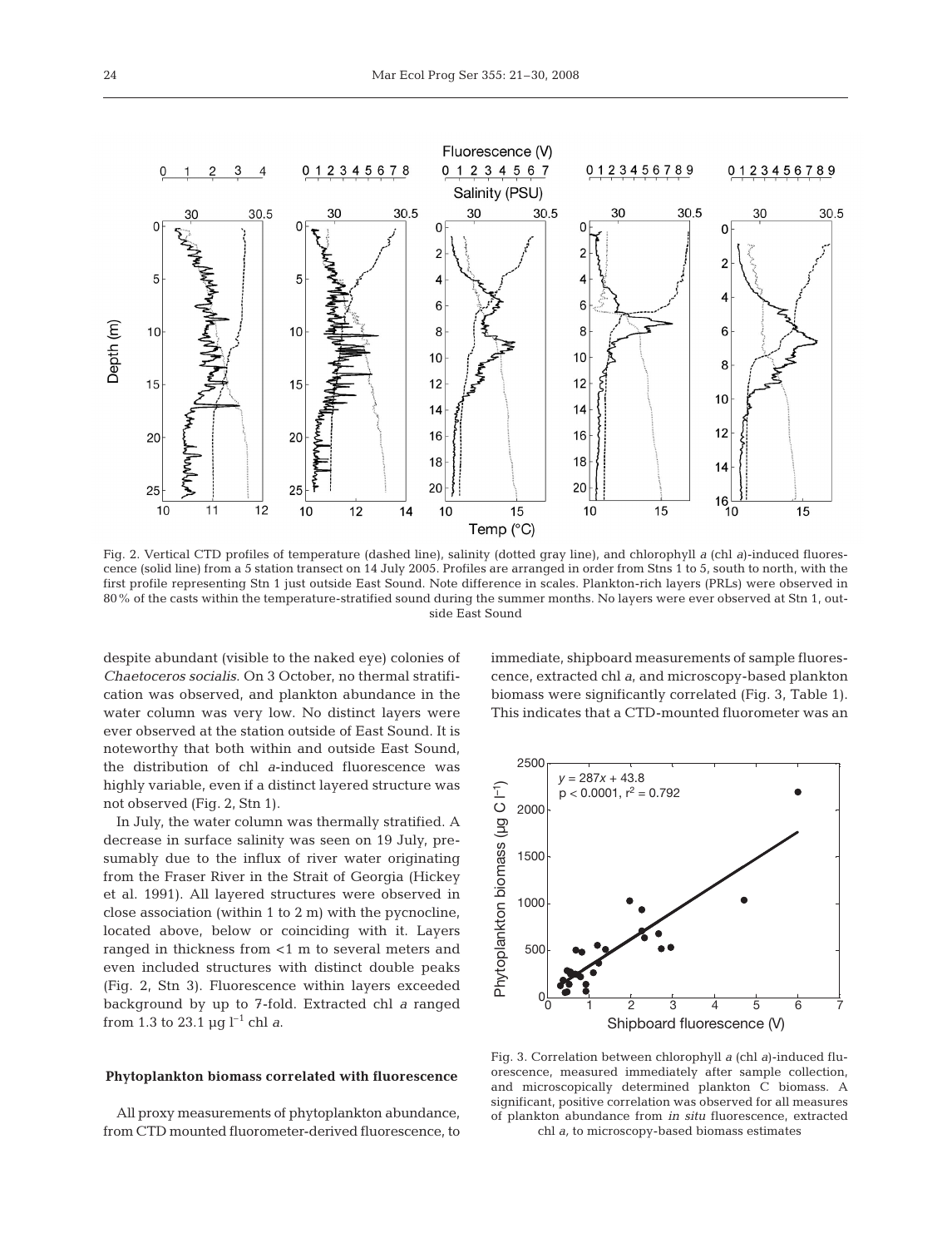Fig. 2. Vertical CTD profiles of temperature (dashed line), salinity (dotted gray line), and chlorophyll *a* (chl *a*)-induced fluorescence (solid line) from a 5 station transect on 14 July 2005. Profiles are arranged in order from Stns 1 to 5, south to north, with the first profile representing Stn 1 just outside East Sound. Note difference in scales. Plankton-rich layers (PRLs) were observed in 80% of the casts within the temperature-stratified sound during the summer months. No layers were ever observed at Stn 1, outside East Sound

despite abundant (visible to the naked eye) colonies of *Chaetoceros socialis*. On 3 October, no thermal stratification was observed, and plankton abundance in the water column was very low. No distinct layers were ever observed at the station outside of East Sound. It is noteworthy that both within and outside East Sound, the distribution of chl *a*-induced fluorescence was highly variable, even if a distinct layered structure was not observed (Fig. 2, Stn 1).

In July, the water column was thermally stratified. A decrease in surface salinity was seen on 19 July, presumably due to the influx of river water originating from the Fraser River in the Strait of Georgia (Hickey et al. 1991). All layered structures were observed in close association (within 1 to 2 m) with the pycnocline, located above, below or coinciding with it. Layers ranged in thickness from <1 m to several meters and even included structures with distinct double peaks (Fig. 2, Stn 3). Fluorescence within layers exceeded background by up to 7-fold. Extracted chl *a* ranged from 1.3 to 23.1 µg $l^{-1}$ chl *a*.

### Phytoplankton biomass correlated with fluorescence

All proxy measurements of phytoplankton abundance, from CTD mounted fluorometer-derived fluorescence, to immediate, shipboard measurements of sample fluorescence, extracted chl *a*, and microscopy-based plankton biomass were significantly correlated (Fig. 3, Table 1). This indicates that a CTD-mounted fluorometer was an

Fig. 3. Correlation between chlorophyll *a* (chl *a*)-induced fluorescence, measured immediately after sample collection, and microscopically determined plankton C biomass. A significant, positive correlation was observed for all measures of plankton abundance from *in situ* fluorescence, extracted chl *a*, to microscopy-based biomass estimates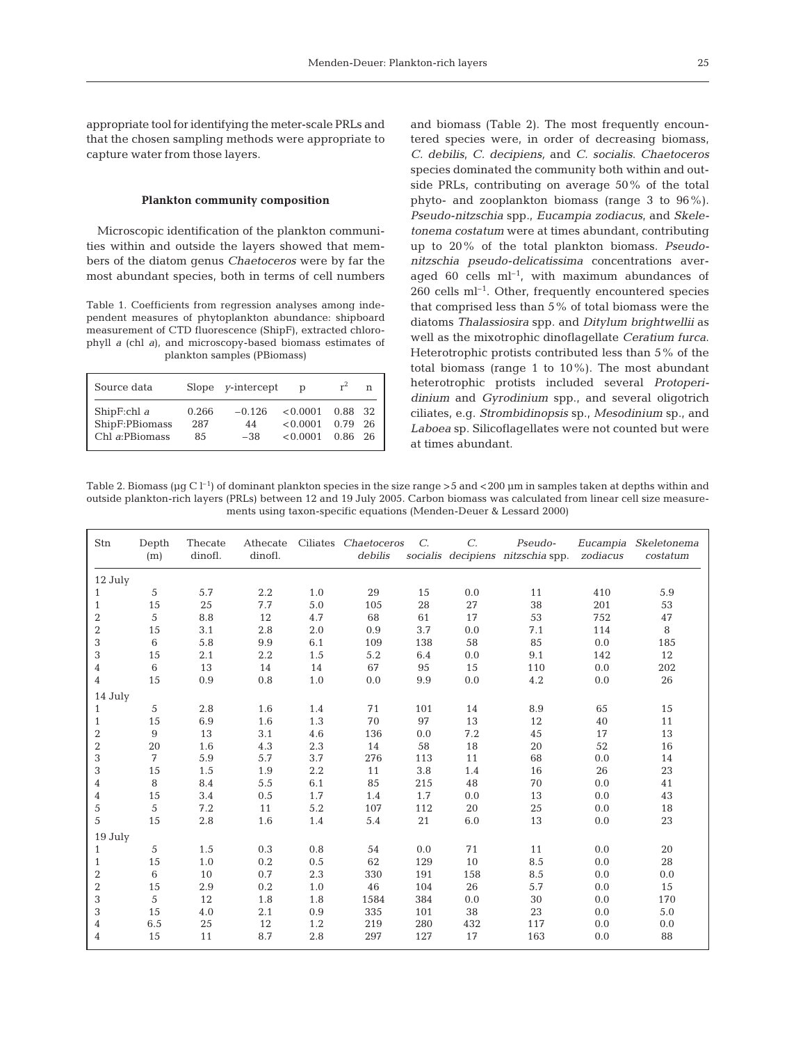appropriate tool for identifying the meter-scale PRLs and that the chosen sampling methods were appropriate to capture water from those layers.

### Plankton community composition

Microscopic identification of the plankton communities within and outside the layers showed that members of the diatom genus *Chaetoceros* were by far the most abundant species, both in terms of cell numbers and biomass (Table 2). The most frequently encountered species were, in order of decreasing biomass, *C. debilis*, *C. decipiens,* and *C. socialis*. *Chaetoceros* species dominated the community both within and outside PRLs, contributing on average 50% of the total phyto- and zooplankton biomass (range 3 to 96%). *Pseudo-nitzschia* spp., *Eucampia zodiacus*, and *Skeletonema costatum* were at times abundant, contributing up to 20% of the total plankton biomass. *Pseudo-nitzschia pseudo-delicatissima* concentrations averaged 60 cells $ml^{-1}$, with maximum abundances of 260 cells $ml^{-1}$. Other, frequently encountered species that comprised less than 5% of total biomass were the diatoms *Thalassiosira* spp. and *Ditylum brightwellii* as well as the mixotrophic dinoflagellate *Ceratium furca*. Heterotrophic protists contributed less than 5% of the total biomass (range 1 to 10%). The most abundant heterotrophic protists included several *Protoperidinium* and *Gyrodinium* spp., and several oligotrich ciliates, e.g. *Strombidinopsis* sp., *Mesodinium* sp., and *Laboea* sp. Silicoflagellates were not counted but were at times abundant.

Table 1. Coefficients from regression analyses among independent measures of phytoplankton abundance: shipboard measurement of CTD fluorescence (ShipF), extracted chlorophyll *a* (chl *a*), and microscopy-based biomass estimates of plankton samples (PBiomass)

| Source data | Slope | *y*-intercept | p | $r^2$ | n |
|---|---|---|---|---|---|
| ShipF:chl *a* | 0.266 | −0.126 | <0.0001 | 0.88 | 32 |
| ShipF:PBiomass | 287 | 44 | <0.0001 | 0.79 | 26 |
| Chl *a*:PBiomass | 85 | −38 | <0.0001 | 0.86 | 26 |

Table 2. Biomass (µg C $l^{-1}$) of dominant plankton species in the size range >5 and <200 µm in samples taken at depths within and outside plankton-rich layers (PRLs) between 12 and 19 July 2005. Carbon biomass was calculated from linear cell size measurements using taxon-specific equations (Menden-Deuer & Lessard 2000)

| Stn | Depth (m) | Thecate dinofl. | Athecate dinofl. | Ciliates | *Chaetoceros debilis* | *C. socialis* | *C. decipiens* | *Pseudo-nitzschia* spp. | *Eucampia zodiacus* | *Skeletonema costatum* |
|---|---|---|---|---|---|---|---|---|---|---|
| 12 July | | | | | | | | | | |
| 1 | 5 | 5.7 | 2.2 | 1.0 | 29 | 15 | 0.0 | 11 | 410 | 5.9 |
| 1 | 15 | 25 | 7.7 | 5.0 | 105 | 28 | 27 | 38 | 201 | 53 |
| 2 | 5 | 8.8 | 12 | 4.7 | 68 | 61 | 17 | 53 | 752 | 47 |
| 2 | 15 | 3.1 | 2.8 | 2.0 | 0.9 | 3.7 | 0.0 | 7.1 | 114 | 8 |
| 3 | 6 | 5.8 | 9.9 | 6.1 | 109 | 138 | 58 | 85 | 0.0 | 185 |
| 3 | 15 | 2.1 | 2.2 | 1.5 | 5.2 | 6.4 | 0.0 | 9.1 | 142 | 12 |
| 4 | 6 | 13 | 14 | 14 | 67 | 95 | 15 | 110 | 0.0 | 202 |
| 4 | 15 | 0.9 | 0.8 | 1.0 | 0.0 | 9.9 | 0.0 | 4.2 | 0.0 | 26 |
| 14 July | | | | | | | | | | |
| 1 | 5 | 2.8 | 1.6 | 1.4 | 71 | 101 | 14 | 8.9 | 65 | 15 |
| 1 | 15 | 6.9 | 1.6 | 1.3 | 70 | 97 | 13 | 12 | 40 | 11 |
| 2 | 9 | 13 | 3.1 | 4.6 | 136 | 0.0 | 7.2 | 45 | 17 | 13 |
| 2 | 20 | 1.6 | 4.3 | 2.3 | 14 | 58 | 18 | 20 | 52 | 16 |
| 3 | 7 | 5.9 | 5.7 | 3.7 | 276 | 113 | 11 | 68 | 0.0 | 14 |
| 3 | 15 | 1.5 | 1.9 | 2.2 | 11 | 3.8 | 1.4 | 16 | 26 | 23 |
| 4 | 8 | 8.4 | 5.5 | 6.1 | 85 | 215 | 48 | 70 | 0.0 | 41 |
| 4 | 15 | 3.4 | 0.5 | 1.7 | 1.4 | 1.7 | 0.0 | 13 | 0.0 | 43 |
| 5 | 5 | 7.2 | 11 | 5.2 | 107 | 112 | 20 | 25 | 0.0 | 18 |
| 5 | 15 | 2.8 | 1.6 | 1.4 | 5.4 | 21 | 6.0 | 13 | 0.0 | 23 |
| 19 July | | | | | | | | | | |
| 1 | 5 | 1.5 | 0.3 | 0.8 | 54 | 0.0 | 71 | 11 | 0.0 | 20 |
| 1 | 15 | 1.0 | 0.2 | 0.5 | 62 | 129 | 10 | 8.5 | 0.0 | 28 |
| 2 | 6 | 10 | 0.7 | 2.3 | 330 | 191 | 158 | 8.5 | 0.0 | 0.0 |
| 2 | 15 | 2.9 | 0.2 | 1.0 | 46 | 104 | 26 | 5.7 | 0.0 | 15 |
| 3 | 5 | 12 | 1.8 | 1.8 | 1584 | 384 | 0.0 | 30 | 0.0 | 170 |
| 3 | 15 | 4.0 | 2.1 | 0.9 | 335 | 101 | 38 | 23 | 0.0 | 5.0 |
| 4 | 6.5 | 25 | 12 | 1.2 | 219 | 280 | 432 | 117 | 0.0 | 0.0 |
| 4 | 15 | 11 | 8.7 | 2.8 | 297 | 127 | 17 | 163 | 0.0 | 88 |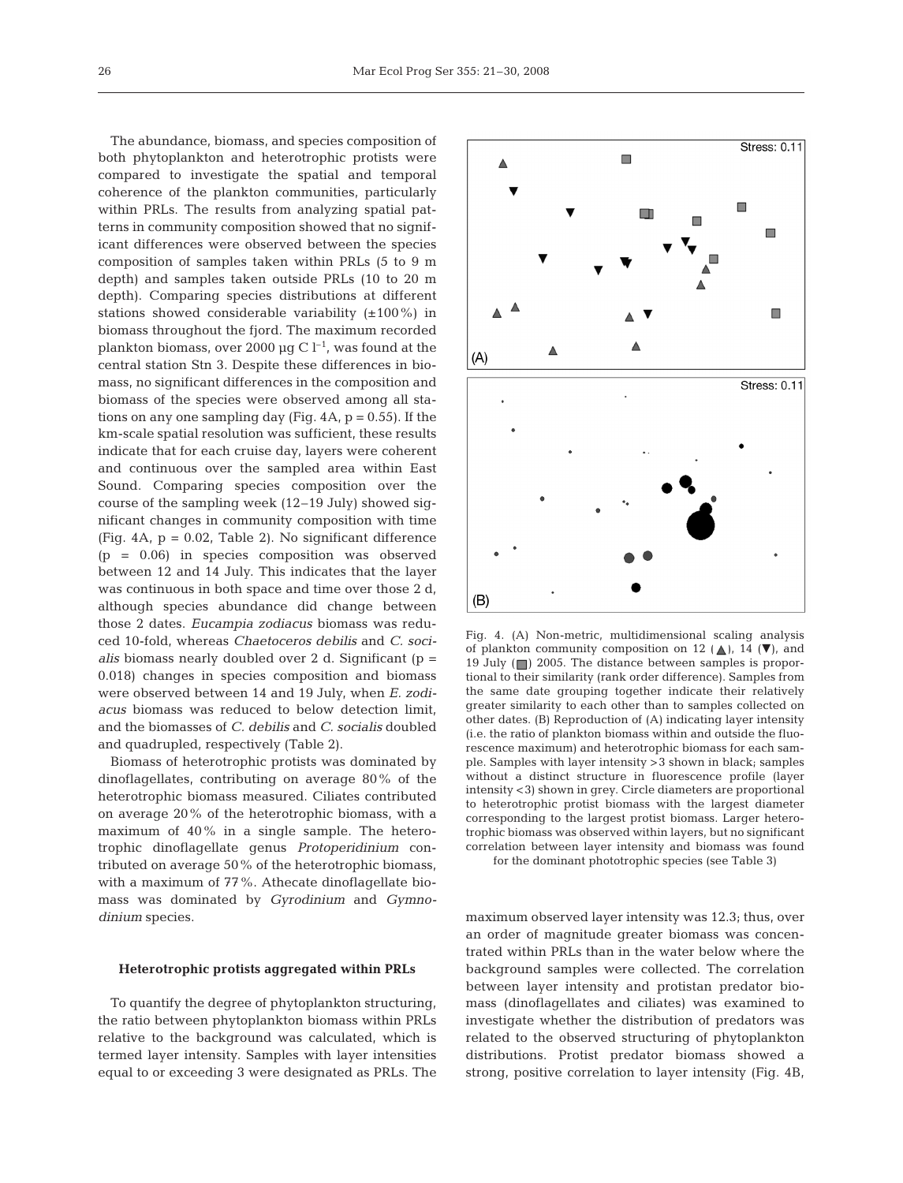The abundance, biomass, and species composition of both phytoplankton and heterotrophic protists were compared to investigate the spatial and temporal coherence of the plankton communities, particularly within PRLs. The results from analyzing spatial patterns in community composition showed that no significant differences were observed between the species composition of samples taken within PRLs (5 to 9 m depth) and samples taken outside PRLs (10 to 20 m depth). Comparing species distributions at different stations showed considerable variability (±100%) in biomass throughout the fjord. The maximum recorded plankton biomass, over 2000 µg C $l^{-1}$, was found at the central station Stn 3. Despite these differences in biomass, no significant differences in the composition and biomass of the species were observed among all stations on any one sampling day (Fig. 4A, $p = 0.55$). If the km-scale spatial resolution was sufficient, these results indicate that for each cruise day, layers were coherent and continuous over the sampled area within East Sound. Comparing species composition over the course of the sampling week (12–19 July) showed significant changes in community composition with time (Fig. 4A, $p = 0.02$, Table 2). No significant difference ($p = 0.06$) in species composition was observed between 12 and 14 July. This indicates that the layer was continuous in both space and time over those 2 d, although species abundance did change between those 2 dates. *Eucampia zodiacus* biomass was reduced 10-fold, whereas *Chaetoceros debilis* and *C. socialis* biomass nearly doubled over 2 d. Significant ($p = 0.018$) changes in species composition and biomass were observed between 14 and 19 July, when *E. zodiacus* biomass was reduced to below detection limit, and the biomasses of *C. debilis* and *C. socialis* doubled and quadrupled, respectively (Table 2).

Biomass of heterotrophic protists was dominated by dinoflagellates, contributing on average 80% of the heterotrophic biomass measured. Ciliates contributed on average 20% of the heterotrophic biomass, with a maximum of 40% in a single sample. The heterotrophic dinoflagellate genus *Protoperidinium* contributed on average 50% of the heterotrophic biomass, with a maximum of 77%. Athecate dinoflagellate biomass was dominated by *Gyrodinium* and *Gymnodinium* species.

Fig. 4. (A) Non-metric, multidimensional scaling analysis of plankton community composition on 12 (▲), 14 (▼), and 19 July (■) 2005. The distance between samples is proportional to their similarity (rank order difference). Samples from the same date grouping together indicate their relatively greater similarity to each other than to samples collected on other dates. (B) Reproduction of (A) indicating layer intensity (i.e. the ratio of plankton biomass within and outside the fluorescence maximum) and heterotrophic biomass for each sample. Samples with layer intensity >3 shown in black; samples without a distinct structure in fluorescence profile (layer intensity <3) shown in grey. Circle diameters are proportional to heterotrophic protist biomass with the largest diameter corresponding to the largest protist biomass. Larger heterotrophic biomass was observed within layers, but no significant correlation between layer intensity and biomass was found for the dominant phototrophic species (see Table 3)

### Heterotrophic protists aggregated within PRLs

To quantify the degree of phytoplankton structuring, the ratio between phytoplankton biomass within PRLs relative to the background was calculated, which is termed layer intensity. Samples with layer intensities equal to or exceeding 3 were designated as PRLs. The maximum observed layer intensity was 12.3; thus, over an order of magnitude greater biomass was concentrated within PRLs than in the water below where the background samples were collected. The correlation between layer intensity and protistan predator biomass (dinoflagellates and ciliates) was examined to investigate whether the distribution of predators was related to the observed structuring of phytoplankton distributions. Protist predator biomass showed a strong, positive correlation to layer intensity (Fig. 4B,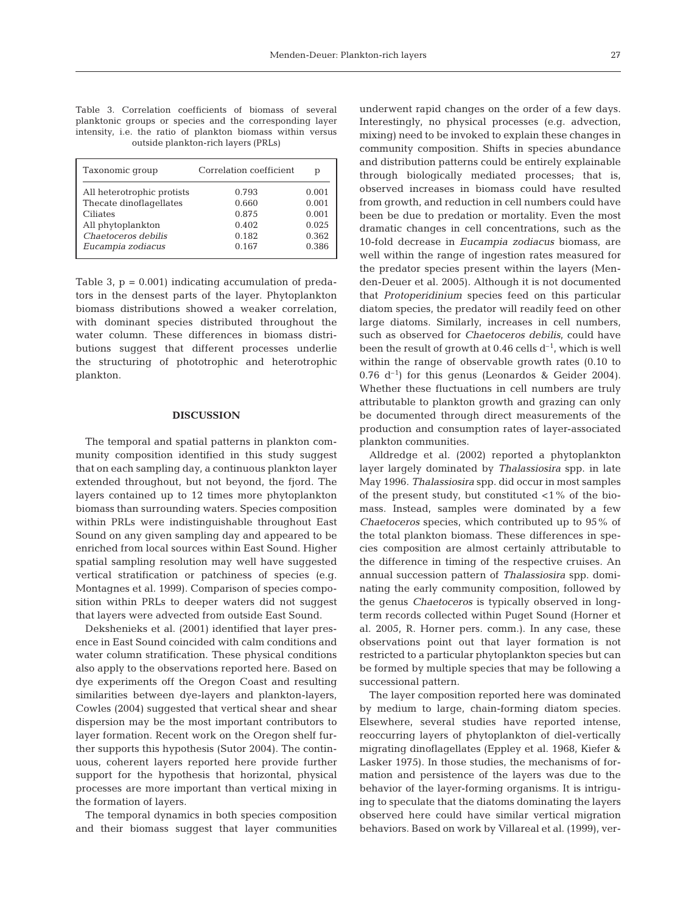Table 3. Correlation coefficients of biomass of several planktonic groups or species and the corresponding layer intensity, i.e. the ratio of plankton biomass within versus outside plankton-rich layers (PRLs)

| Taxonomic group | Correlation coefficient | p |
|---|---|---|
| All heterotrophic protists | 0.793 | 0.001 |
| Thecate dinoflagellates | 0.660 | 0.001 |
| Ciliates | 0.875 | 0.001 |
| All phytoplankton | 0.402 | 0.025 |
| *Chaetoceros debilis* | 0.182 | 0.362 |
| *Eucampia zodiacus* | 0.167 | 0.386 |

Table 3, p = 0.001) indicating accumulation of predators in the densest parts of the layer. Phytoplankton biomass distributions showed a weaker correlation, with dominant species distributed throughout the water column. These differences in biomass distributions suggest that different processes underlie the structuring of phototrophic and heterotrophic plankton.

## DISCUSSION

The temporal and spatial patterns in plankton community composition identified in this study suggest that on each sampling day, a continuous plankton layer extended throughout, but not beyond, the fjord. The layers contained up to 12 times more phytoplankton biomass than surrounding waters. Species composition within PRLs were indistinguishable throughout East Sound on any given sampling day and appeared to be enriched from local sources within East Sound. Higher spatial sampling resolution may well have suggested vertical stratification or patchiness of species (e.g. Montagnes et al. 1999). Comparison of species composition within PRLs to deeper waters did not suggest that layers were advected from outside East Sound.

Dekshenieks et al. (2001) identified that layer presence in East Sound coincided with calm conditions and water column stratification. These physical conditions also apply to the observations reported here. Based on dye experiments off the Oregon Coast and resulting similarities between dye-layers and plankton-layers, Cowles (2004) suggested that vertical shear and shear dispersion may be the most important contributors to layer formation. Recent work on the Oregon shelf further supports this hypothesis (Sutor 2004). The continuous, coherent layers reported here provide further support for the hypothesis that horizontal, physical processes are more important than vertical mixing in the formation of layers.

The temporal dynamics in both species composition and their biomass suggest that layer communities underwent rapid changes on the order of a few days. Interestingly, no physical processes (e.g. advection, mixing) need to be invoked to explain these changes in community composition. Shifts in species abundance and distribution patterns could be entirely explainable through biologically mediated processes; that is, observed increases in biomass could have resulted from growth, and reduction in cell numbers could have been be due to predation or mortality. Even the most dramatic changes in cell concentrations, such as the 10-fold decrease in *Eucampia zodiacus* biomass, are well within the range of ingestion rates measured for the predator species present within the layers (Menden-Deuer et al. 2005). Although it is not documented that *Protoperidinium* species feed on this particular diatom species, the predator will readily feed on other large diatoms. Similarly, increases in cell numbers, such as observed for *Chaetoceros debilis*, could have been the result of growth at 0.46 cells $d^{-1}$, which is well within the range of observable growth rates (0.10 to 0.76 $d^{-1}$) for this genus (Leonardos & Geider 2004). Whether these fluctuations in cell numbers are truly attributable to plankton growth and grazing can only be documented through direct measurements of the production and consumption rates of layer-associated plankton communities.

Alldredge et al. (2002) reported a phytoplankton layer largely dominated by *Thalassiosira* spp. in late May 1996. *Thalassiosira* spp. did occur in most samples of the present study, but constituted <1% of the biomass. Instead, samples were dominated by a few *Chaetoceros* species, which contributed up to 95% of the total plankton biomass. These differences in species composition are almost certainly attributable to the difference in timing of the respective cruises. An annual succession pattern of *Thalassiosira* spp. dominating the early community composition, followed by the genus *Chaetoceros* is typically observed in long-term records collected within Puget Sound (Horner et al. 2005, R. Horner pers. comm.). In any case, these observations point out that layer formation is not restricted to a particular phytoplankton species but can be formed by multiple species that may be following a successional pattern.

The layer composition reported here was dominated by medium to large, chain-forming diatom species. Elsewhere, several studies have reported intense, reoccurring layers of phytoplankton of diel-vertically migrating dinoflagellates (Eppley et al. 1968, Kiefer & Lasker 1975). In those studies, the mechanisms of formation and persistence of the layers was due to the behavior of the layer-forming organisms. It is intriguing to speculate that the diatoms dominating the layers observed here could have similar vertical migration behaviors. Based on work by Villareal et al. (1999), ver-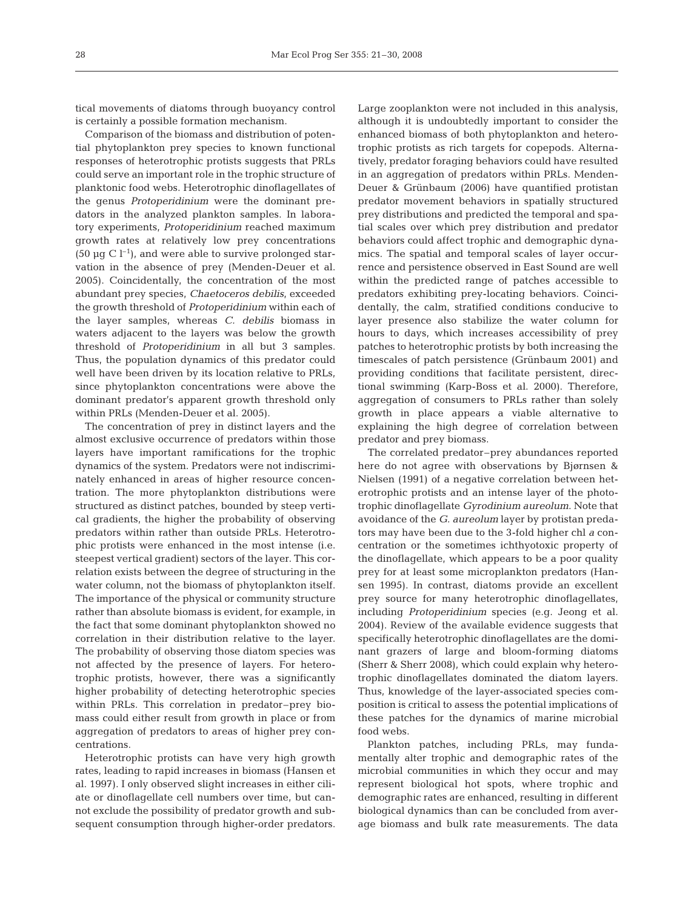tical movements of diatoms through buoyancy control is certainly a possible formation mechanism.

Comparison of the biomass and distribution of potential phytoplankton prey species to known functional responses of heterotrophic protists suggests that PRLs could serve an important role in the trophic structure of planktonic food webs. Heterotrophic dinoflagellates of the genus *Protoperidinium* were the dominant predators in the analyzed plankton samples. In laboratory experiments, *Protoperidinium* reached maximum growth rates at relatively low prey concentrations (50 µg C $l^{-1}$), and were able to survive prolonged starvation in the absence of prey (Menden-Deuer et al. 2005). Coincidentally, the concentration of the most abundant prey species, *Chaetoceros debilis*, exceeded the growth threshold of *Protoperidinium* within each of the layer samples, whereas *C. debilis* biomass in waters adjacent to the layers was below the growth threshold of *Protoperidinium* in all but 3 samples. Thus, the population dynamics of this predator could well have been driven by its location relative to PRLs, since phytoplankton concentrations were above the dominant predator's apparent growth threshold only within PRLs (Menden-Deuer et al. 2005).

The concentration of prey in distinct layers and the almost exclusive occurrence of predators within those layers have important ramifications for the trophic dynamics of the system. Predators were not indiscriminately enhanced in areas of higher resource concentration. The more phytoplankton distributions were structured as distinct patches, bounded by steep vertical gradients, the higher the probability of observing predators within rather than outside PRLs. Heterotrophic protists were enhanced in the most intense (i.e. steepest vertical gradient) sectors of the layer. This correlation exists between the degree of structuring in the water column, not the biomass of phytoplankton itself. The importance of the physical or community structure rather than absolute biomass is evident, for example, in the fact that some dominant phytoplankton showed no correlation in their distribution relative to the layer. The probability of observing those diatom species was not affected by the presence of layers. For heterotrophic protists, however, there was a significantly higher probability of detecting heterotrophic species within PRLs. This correlation in predator–prey biomass could either result from growth in place or from aggregation of predators to areas of higher prey concentrations.

Heterotrophic protists can have very high growth rates, leading to rapid increases in biomass (Hansen et al. 1997). I only observed slight increases in either ciliate or dinoflagellate cell numbers over time, but cannot exclude the possibility of predator growth and subsequent consumption through higher-order predators. Large zooplankton were not included in this analysis, although it is undoubtedly important to consider the enhanced biomass of both phytoplankton and heterotrophic protists as rich targets for copepods. Alternatively, predator foraging behaviors could have resulted in an aggregation of predators within PRLs. Menden-Deuer & Grünbaum (2006) have quantified protistan predator movement behaviors in spatially structured prey distributions and predicted the temporal and spatial scales over which prey distribution and predator behaviors could affect trophic and demographic dynamics. The spatial and temporal scales of layer occurrence and persistence observed in East Sound are well within the predicted range of patches accessible to predators exhibiting prey-locating behaviors. Coincidentally, the calm, stratified conditions conducive to layer presence also stabilize the water column for hours to days, which increases accessibility of prey patches to heterotrophic protists by both increasing the timescales of patch persistence (Grünbaum 2001) and providing conditions that facilitate persistent, directional swimming (Karp-Boss et al. 2000). Therefore, aggregation of consumers to PRLs rather than solely growth in place appears a viable alternative to explaining the high degree of correlation between predator and prey biomass.

The correlated predator–prey abundances reported here do not agree with observations by Bjørnsen & Nielsen (1991) of a negative correlation between heterotrophic protists and an intense layer of the phototrophic dinoflagellate *Gyrodinium aureolum*. Note that avoidance of the *G. aureolum* layer by protistan predators may have been due to the 3-fold higher chl *a* concentration or the sometimes ichthyotoxic property of the dinoflagellate, which appears to be a poor quality prey for at least some microplankton predators (Hansen 1995). In contrast, diatoms provide an excellent prey source for many heterotrophic dinoflagellates, including *Protoperidinium* species (e.g. Jeong et al. 2004). Review of the available evidence suggests that specifically heterotrophic dinoflagellates are the dominant grazers of large and bloom-forming diatoms (Sherr & Sherr 2008), which could explain why heterotrophic dinoflagellates dominated the diatom layers. Thus, knowledge of the layer-associated species composition is critical to assess the potential implications of these patches for the dynamics of marine microbial food webs.

Plankton patches, including PRLs, may fundamentally alter trophic and demographic rates of the microbial communities in which they occur and may represent biological hot spots, where trophic and demographic rates are enhanced, resulting in different biological dynamics than can be concluded from average biomass and bulk rate measurements. The data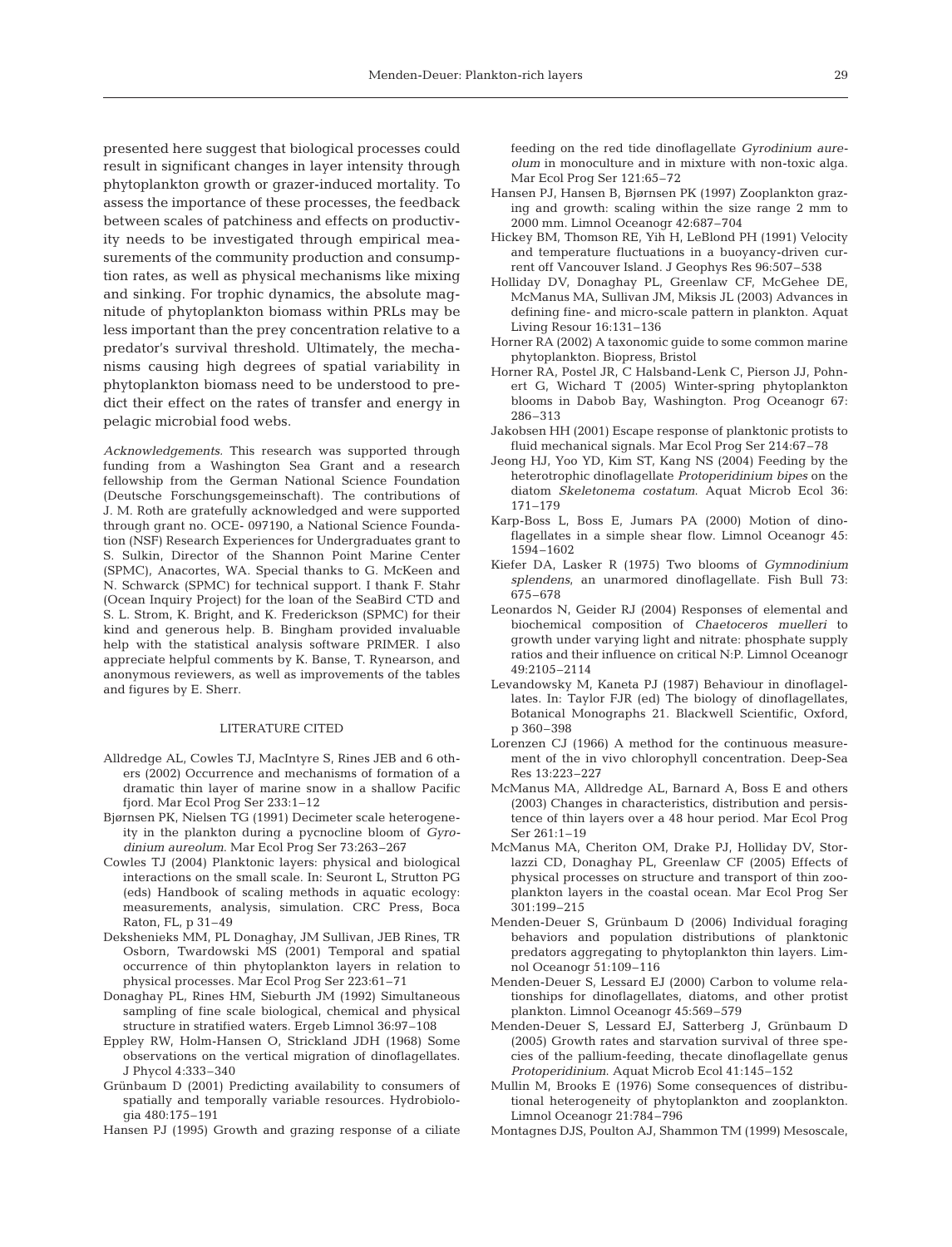presented here suggest that biological processes could result in significant changes in layer intensity through phytoplankton growth or grazer-induced mortality. To assess the importance of these processes, the feedback between scales of patchiness and effects on productivity needs to be investigated through empirical measurements of the community production and consumption rates, as well as physical mechanisms like mixing and sinking. For trophic dynamics, the absolute magnitude of phytoplankton biomass within PRLs may be less important than the prey concentration relative to a predator's survival threshold. Ultimately, the mechanisms causing high degrees of spatial variability in phytoplankton biomass need to be understood to predict their effect on the rates of transfer and energy in pelagic microbial food webs.

*Acknowledgements.* This research was supported through funding from a Washington Sea Grant and a research fellowship from the German National Science Foundation (Deutsche Forschungsgemeinschaft). The contributions of J. M. Roth are gratefully acknowledged and were supported through grant no. OCE- 097190, a National Science Foundation (NSF) Research Experiences for Undergraduates grant to S. Sulkin, Director of the Shannon Point Marine Center (SPMC), Anacortes, WA. Special thanks to G. McKeen and N. Schwarck (SPMC) for technical support. I thank F. Stahr (Ocean Inquiry Project) for the loan of the SeaBird CTD and S. L. Strom, K. Bright, and K. Frederickson (SPMC) for their kind and generous help. B. Bingham provided invaluable help with the statistical analysis software PRIMER. I also appreciate helpful comments by K. Banse, T. Rynearson, and anonymous reviewers, as well as improvements of the tables and figures by E. Sherr.

## LITERATURE CITED

- Alldredge AL, Cowles TJ, MacIntyre S, Rines JEB and 6 others (2002) Occurrence and mechanisms of formation of a dramatic thin layer of marine snow in a shallow Pacific fjord. Mar Ecol Prog Ser 233:1–12
- Bjørnsen PK, Nielsen TG (1991) Decimeter scale heterogeneity in the plankton during a pycnocline bloom of *Gyrodinium aureolum*. Mar Ecol Prog Ser 73:263–267
- Cowles TJ (2004) Planktonic layers: physical and biological interactions on the small scale. In: Seuront L, Strutton PG (eds) Handbook of scaling methods in aquatic ecology: measurements, analysis, simulation. CRC Press, Boca Raton, FL, p 31–49
- Dekshenieks MM, PL Donaghay, JM Sullivan, JEB Rines, TR Osborn, Twardowski MS (2001) Temporal and spatial occurrence of thin phytoplankton layers in relation to physical processes. Mar Ecol Prog Ser 223:61–71
- Donaghay PL, Rines HM, Sieburth JM (1992) Simultaneous sampling of fine scale biological, chemical and physical structure in stratified waters. Ergeb Limnol 36:97–108
- Eppley RW, Holm-Hansen O, Strickland JDH (1968) Some observations on the vertical migration of dinoflagellates. J Phycol 4:333–340
- Grünbaum D (2001) Predicting availability to consumers of spatially and temporally variable resources. Hydrobiologia 480:175–191
- Hansen PJ (1995) Growth and grazing response of a ciliate feeding on the red tide dinoflagellate *Gyrodinium aureolum* in monoculture and in mixture with non-toxic alga. Mar Ecol Prog Ser 121:65–72
- Hansen PJ, Hansen B, Bjørnsen PK (1997) Zooplankton grazing and growth: scaling within the size range 2 mm to 2000 mm. Limnol Oceanogr 42:687–704
- Hickey BM, Thomson RE, Yih H, LeBlond PH (1991) Velocity and temperature fluctuations in a buoyancy-driven current off Vancouver Island. J Geophys Res 96:507–538
- Holliday DV, Donaghay PL, Greenlaw CF, McGehee DE, McManus MA, Sullivan JM, Miksis JL (2003) Advances in defining fine- and micro-scale pattern in plankton. Aquat Living Resour 16:131–136
- Horner RA (2002) A taxonomic guide to some common marine phytoplankton. Biopress, Bristol
- Horner RA, Postel JR, C Halsband-Lenk C, Pierson JJ, Pohnert G, Wichard T (2005) Winter-spring phytoplankton blooms in Dabob Bay, Washington. Prog Oceanogr 67: 286–313
- Jakobsen HH (2001) Escape response of planktonic protists to fluid mechanical signals. Mar Ecol Prog Ser 214:67–78
- Jeong HJ, Yoo YD, Kim ST, Kang NS (2004) Feeding by the heterotrophic dinoflagellate *Protoperidinium bipes* on the diatom *Skeletonema costatum*. Aquat Microb Ecol 36: 171–179
- Karp-Boss L, Boss E, Jumars PA (2000) Motion of dinoflagellates in a simple shear flow. Limnol Oceanogr 45: 1594–1602
- Kiefer DA, Lasker R (1975) Two blooms of *Gymnodinium splendens*, an unarmored dinoflagellate. Fish Bull 73: 675–678
- Leonardos N, Geider RJ (2004) Responses of elemental and biochemical composition of *Chaetoceros muelleri* to growth under varying light and nitrate: phosphate supply ratios and their influence on critical N:P. Limnol Oceanogr 49:2105–2114
- Levandowsky M, Kaneta PJ (1987) Behaviour in dinoflagellates. In: Taylor FJR (ed) The biology of dinoflagellates, Botanical Monographs 21. Blackwell Scientific, Oxford, p 360–398
- Lorenzen CJ (1966) A method for the continuous measurement of the in vivo chlorophyll concentration. Deep-Sea Res 13:223–227
- McManus MA, Alldredge AL, Barnard A, Boss E and others (2003) Changes in characteristics, distribution and persistence of thin layers over a 48 hour period. Mar Ecol Prog Ser 261:1–19
- McManus MA, Cheriton OM, Drake PJ, Holliday DV, Storlazzi CD, Donaghay PL, Greenlaw CF (2005) Effects of physical processes on structure and transport of thin zooplankton layers in the coastal ocean. Mar Ecol Prog Ser 301:199–215
- Menden-Deuer S, Grünbaum D (2006) Individual foraging behaviors and population distributions of planktonic predators aggregating to phytoplankton thin layers. Limnol Oceanogr 51:109–116
- Menden-Deuer S, Lessard EJ (2000) Carbon to volume relationships for dinoflagellates, diatoms, and other protist plankton. Limnol Oceanogr 45:569–579
- Menden-Deuer S, Lessard EJ, Satterberg J, Grünbaum D (2005) Growth rates and starvation survival of three species of the pallium-feeding, thecate dinoflagellate genus *Protoperidinium*. Aquat Microb Ecol 41:145–152
- Mullin M, Brooks E (1976) Some consequences of distributional heterogeneity of phytoplankton and zooplankton. Limnol Oceanogr 21:784–796
- Montagnes DJS, Poulton AJ, Shammon TM (1999) Mesoscale,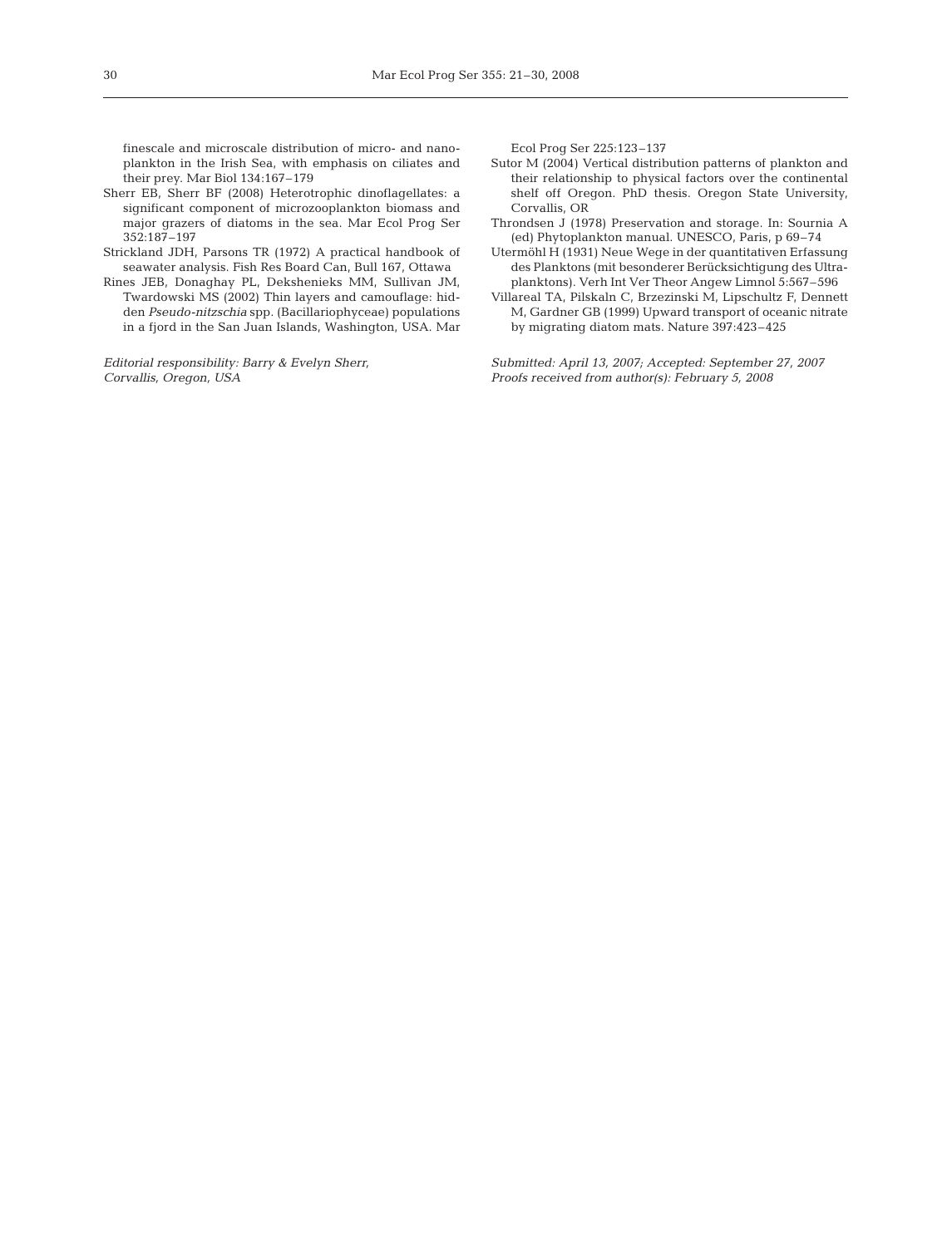finescale and microscale distribution of micro- and nanoplankton in the Irish Sea, with emphasis on ciliates and their prey. Mar Biol 134:167–179

Sherr EB, Sherr BF (2008) Heterotrophic dinoflagellates: a significant component of microzooplankton biomass and major grazers of diatoms in the sea. Mar Ecol Prog Ser 352:187–197

Strickland JDH, Parsons TR (1972) A practical handbook of seawater analysis. Fish Res Board Can, Bull 167, Ottawa

Rines JEB, Donaghay PL, Dekshenieks MM, Sullivan JM, Twardowski MS (2002) Thin layers and camouflage: hidden *Pseudo-nitzschia* spp. (Bacillariophyceae) populations in a fjord in the San Juan Islands, Washington, USA. Mar Ecol Prog Ser 225:123–137

Sutor M (2004) Vertical distribution patterns of plankton and their relationship to physical factors over the continental shelf off Oregon. PhD thesis. Oregon State University, Corvallis, OR

Throndsen J (1978) Preservation and storage. In: Sournia A (ed) Phytoplankton manual. UNESCO, Paris, p 69–74

Utermöhl H (1931) Neue Wege in der quantitativen Erfassung des Planktons (mit besonderer Berücksichtigung des Ultraplanktons). Verh Int Ver Theor Angew Limnol 5:567–596

Villareal TA, Pilskaln C, Brzezinski M, Lipschultz F, Dennett M, Gardner GB (1999) Upward transport of oceanic nitrate by migrating diatom mats. Nature 397:423–425

*Editorial responsibility: Barry & Evelyn Sherr, Corvallis, Oregon, USA*

*Submitted: April 13, 2007; Accepted: September 27, 2007*
*Proofs received from author(s): February 5, 2008*